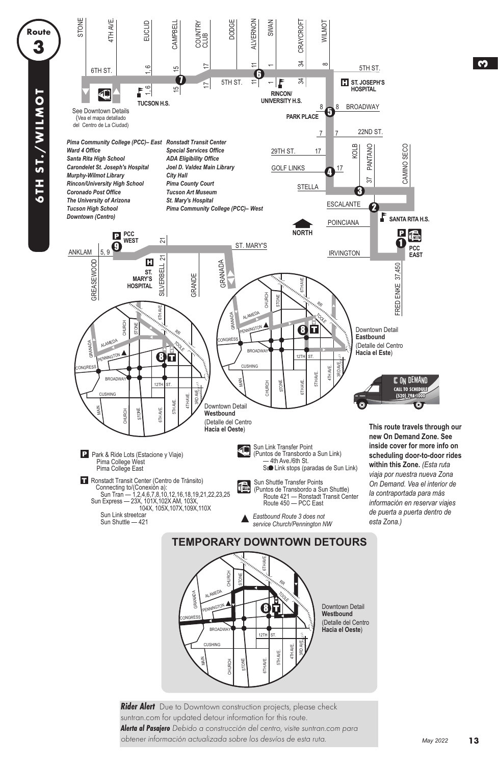# Route 3

## 6TH ST./WILMOT

See Downtown Details (Vea el mapa detallado del Centro de La Ciudad)

*Pima Community College (PCC)– East*
*Ward 4 Office*
*Santa Rita High School*
*Carondelet St. Joseph's Hospital*
*Murphy-Wilmot Library*
*Rincon/University High School*
*Coronado Post Office*
*The University of Arizona*
*Tucson High School*
*Downtown (Centro)*
*Ronstadt Transit Center*
*Special Services Office*
*ADA Eligibility Office*
*Joel D. Valdez Main Library*
*City Hall*
*Pima County Court*
*Tucson Art Museum*
*St. Mary's Hospital*
*Pima Community College (PCC)– West*

Downtown Detail **Eastbound** (Detalle del Centro **Hacia el Este**)

Downtown Detail **Westbound** (Detalle del Centro **Hacia el Oeste**)

ON DEMAND — CALL TO SCHEDULE (520) 798-1000

**This route travels through our new On Demand Zone. See inside cover for more info on scheduling door-to-door rides within this Zone.** *(Esta ruta viaja por nuestra nueva Zona On Demand. Vea el interior de la contraportada para más información en reservar viajes de puerta a puerta dentro de esta Zona.)*

**P** Park & Ride Lots (Estacione y Viaje)
Pima College West
Pima College East

**T** Ronstadt Transit Center (Centro de Tránsito)
Connecting to/(Conexión a):
Sun Tran — 1,2,4,6,7,8,10,12,16,18,19,21,22,23,25
Sun Express — 23X, 101X,102X AM, 103X, 104X, 105X,107X,109X,110X
Sun Link streetcar
Sun Shuttle — 421

Sun Link Transfer Point (Puntos de Transbordo a Sun Link)
— 4th Ave./6th St.
Sun Link stops (paradas de Sun Link)

Sun Shuttle Transfer Points (Puntos de Transbordo a Sun Shuttle)
Route 421 — Ronstadt Transit Center
Route 450 — PCC East

▲ *Eastbound Route 3 does not service Church/Pennington NW*

## TEMPORARY DOWNTOWN DETOURS

Downtown Detail **Westbound** (Detalle del Centro **Hacia el Oeste**)

***Rider Alert*** Due to Downtown construction projects, please check suntran.com for updated detour information for this route.

***Alerta al Pasajero*** *Debido a construcción del centro, visite suntran.com para obtener información actualizada sobre los desvíos de esta ruta.*

May 2022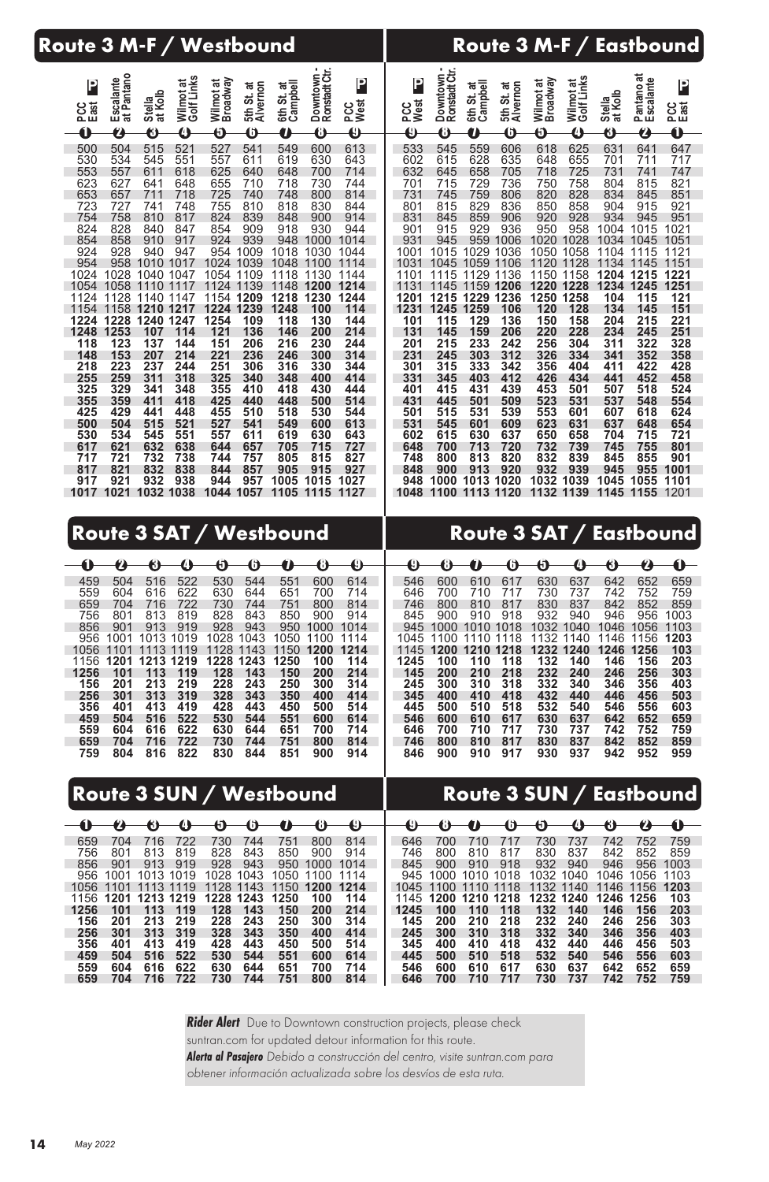## Route 3 M-F / Westbound

| PCC East (1) | Escalante at Pantano (2) | Stella at Kolb (3) | Wilmot at Golf Links (4) | Wilmot at Broadway (5) | 5th St. at Alvernon (6) | 6th St. at Campbell (7) | Downtown - Ronstadt Ctr. (8) | PCC West (9) |
|---|---|---|---|---|---|---|---|---|
| 500 | 504 | 515 | 521 | 527 | 541 | 549 | 600 | 613 |
| 530 | 534 | 545 | 551 | 557 | 611 | 619 | 630 | 643 |
| 553 | 557 | 611 | 618 | 625 | 640 | 648 | 700 | 714 |
| 623 | 627 | 641 | 648 | 655 | 710 | 718 | 730 | 744 |
| 653 | 657 | 711 | 718 | 725 | 740 | 748 | 800 | 814 |
| 723 | 727 | 741 | 748 | 755 | 810 | 818 | 830 | 844 |
| 754 | 758 | 810 | 817 | 824 | 839 | 848 | 900 | 914 |
| 824 | 828 | 840 | 847 | 854 | 909 | 918 | 930 | 944 |
| 854 | 858 | 910 | 917 | 924 | 939 | 948 | 1000 | 1014 |
| 924 | 928 | 940 | 947 | 954 | 1009 | 1018 | 1030 | 1044 |
| 954 | 958 | 1010 | 1017 | 1024 | 1039 | 1048 | 1100 | 1114 |
| 1024 | 1028 | 1040 | 1047 | 1054 | 1109 | 1118 | 1130 | 1144 |
| 1054 | 1058 | 1110 | 1117 | 1124 | 1139 | 1148 | **1200** | **1214** |
| 1124 | 1128 | 1140 | 1147 | 1154 | **1209** | **1218** | **1230** | **1244** |
| 1154 | 1158 | **1210** | **1217** | **1224** | **1239** | **1248** | **100** | **114** |
| **1224** | **1228** | **1240** | **1247** | **1254** | **109** | **118** | **130** | **144** |
| **1248** | **1253** | **107** | **114** | **121** | **136** | **146** | **200** | **214** |
| **118** | **123** | **137** | **144** | **151** | **206** | **216** | **230** | **244** |
| **148** | **153** | **207** | **214** | **221** | **236** | **246** | **300** | **314** |
| **218** | **223** | **237** | **244** | **251** | **306** | **316** | **330** | **344** |
| **255** | **259** | **311** | **318** | **325** | **340** | **348** | **400** | **414** |
| **325** | **329** | **341** | **348** | **355** | **410** | **418** | **430** | **444** |
| **355** | **359** | **411** | **418** | **425** | **440** | **448** | **500** | **514** |
| **425** | **429** | **441** | **448** | **455** | **510** | **518** | **530** | **544** |
| **500** | **504** | **515** | **521** | **527** | **541** | **549** | **600** | **613** |
| **530** | **534** | **545** | **551** | **557** | **611** | **619** | **630** | **643** |
| **617** | **621** | **632** | **638** | **644** | **657** | **705** | **715** | **727** |
| **717** | **721** | **732** | **738** | **744** | **757** | **805** | **815** | **827** |
| **817** | **821** | **832** | **838** | **844** | **857** | **905** | **915** | **927** |
| **917** | **921** | **932** | **938** | **944** | **957** | **1005** | **1015** | **1027** |
| **1017** | **1021** | **1032** | **1038** | **1044** | **1057** | **1105** | **1115** | **1127** |

## Route 3 M-F / Eastbound

| PCC West (9) | Downtown - Ronstadt Ctr. (8) | 6th St. at Campbell (7) | 5th St. at Alvernon (6) | Wilmot at Broadway (5) | Wilmot at Golf Links (4) | Stella at Kolb (3) | Pantano at Escalante (2) | PCC East (1) |
|---|---|---|---|---|---|---|---|---|
| 533 | 545 | 559 | 606 | 618 | 625 | 631 | 641 | 647 |
| 602 | 615 | 628 | 635 | 648 | 655 | 701 | 711 | 717 |
| 632 | 645 | 658 | 705 | 718 | 725 | 731 | 741 | 747 |
| 701 | 715 | 729 | 736 | 750 | 758 | 804 | 815 | 821 |
| 731 | 745 | 759 | 806 | 820 | 828 | 834 | 845 | 851 |
| 801 | 815 | 829 | 836 | 850 | 858 | 904 | 915 | 921 |
| 831 | 845 | 859 | 906 | 920 | 928 | 934 | 945 | 951 |
| 901 | 915 | 929 | 936 | 950 | 958 | 1004 | 1015 | 1021 |
| 931 | 945 | 959 | 1006 | 1020 | 1028 | 1034 | 1045 | 1051 |
| 1001 | 1015 | 1029 | 1036 | 1050 | 1058 | 1104 | 1115 | 1121 |
| 1031 | 1045 | 1059 | 1106 | 1120 | 1128 | 1134 | 1145 | 1151 |
| 1101 | 1115 | 1129 | 1136 | 1150 | 1158 | **1204** | **1215** | **1221** |
| 1131 | 1145 | 1159 | **1206** | **1220** | **1228** | **1234** | **1245** | **1251** |
| **1201** | **1215** | **1229** | **1236** | **1250** | **1258** | **104** | **115** | **121** |
| **1231** | **1245** | **1259** | **106** | **120** | **128** | **134** | **145** | **151** |
| **101** | **115** | **129** | **136** | **150** | **158** | **204** | **215** | **221** |
| **131** | **145** | **159** | **206** | **220** | **228** | **234** | **245** | **251** |
| **201** | **215** | **233** | **242** | **256** | **304** | **311** | **322** | **328** |
| **231** | **245** | **303** | **312** | **326** | **334** | **341** | **352** | **358** |
| **301** | **315** | **333** | **342** | **356** | **404** | **411** | **422** | **428** |
| **331** | **345** | **403** | **412** | **426** | **434** | **441** | **452** | **458** |
| **401** | **415** | **431** | **439** | **453** | **501** | **507** | **518** | **524** |
| **431** | **445** | **501** | **509** | **523** | **531** | **537** | **548** | **554** |
| **501** | **515** | **531** | **539** | **553** | **601** | **607** | **618** | **624** |
| **531** | **545** | **601** | **609** | **623** | **631** | **637** | **648** | **654** |
| **602** | **615** | **630** | **637** | **650** | **658** | **704** | **715** | **721** |
| **648** | **700** | **713** | **720** | **732** | **739** | **745** | **755** | **801** |
| **748** | **800** | **813** | **820** | **832** | **839** | **845** | **855** | **901** |
| **848** | **900** | **913** | **920** | **932** | **939** | **945** | **955** | **1001** |
| **948** | **1000** | **1013** | **1020** | **1032** | **1039** | **1045** | **1055** | **1101** |
| **1048** | **1100** | **1113** | **1120** | **1132** | **1139** | **1145** | **1155** | 1201 |

## Route 3 SAT / Westbound

| 1 | 2 | 3 | 4 | 5 | 6 | 7 | 8 | 9 |
|---|---|---|---|---|---|---|---|---|
| 459 | 504 | 516 | 522 | 530 | 544 | 551 | 600 | 614 |
| 559 | 604 | 616 | 622 | 630 | 644 | 651 | 700 | 714 |
| 659 | 704 | 716 | 722 | 730 | 744 | 751 | 800 | 814 |
| 756 | 801 | 813 | 819 | 828 | 843 | 850 | 900 | 914 |
| 856 | 901 | 913 | 919 | 928 | 943 | 950 | 1000 | 1014 |
| 956 | 1001 | 1013 | 1019 | 1028 | 1043 | 1050 | 1100 | 1114 |
| 1056 | 1101 | 1113 | 1119 | 1128 | 1143 | 1150 | **1200** | **1214** |
| 1156 | **1201** | **1213** | **1219** | **1228** | **1243** | **1250** | **100** | **114** |
| **1256** | **101** | **113** | **119** | **128** | **143** | **150** | **200** | **214** |
| **156** | **201** | **213** | **219** | **228** | **243** | **250** | **300** | **314** |
| **256** | **301** | **313** | **319** | **328** | **343** | **350** | **400** | **414** |
| **356** | **401** | **413** | **419** | **428** | **443** | **450** | **500** | **514** |
| **459** | **504** | **516** | **522** | **530** | **544** | **551** | **600** | **614** |
| **559** | **604** | **616** | **622** | **630** | **644** | **651** | **700** | **714** |
| **659** | **704** | **716** | **722** | **730** | **744** | **751** | **800** | **814** |
| **759** | **804** | **816** | **822** | **830** | **844** | **851** | **900** | **914** |

## Route 3 SAT / Eastbound

| 9 | 8 | 7 | 6 | 5 | 4 | 3 | 2 | 1 |
|---|---|---|---|---|---|---|---|---|
| 546 | 600 | 610 | 617 | 630 | 637 | 642 | 652 | 659 |
| 646 | 700 | 710 | 717 | 730 | 737 | 742 | 752 | 759 |
| 746 | 800 | 810 | 817 | 830 | 837 | 842 | 852 | 859 |
| 845 | 900 | 910 | 918 | 932 | 940 | 946 | 956 | 1003 |
| 945 | 1000 | 1010 | 1018 | 1032 | 1040 | 1046 | 1056 | 1103 |
| 1045 | 1100 | 1110 | 1118 | 1132 | 1140 | 1146 | 1156 | **1203** |
| 1145 | **1200** | **1210** | **1218** | **1232** | **1240** | **1246** | **1256** | **103** |
| **1245** | **100** | **110** | **118** | **132** | **140** | **146** | **156** | **203** |
| **145** | **200** | **210** | **218** | **232** | **240** | **246** | **256** | **303** |
| **245** | **300** | **310** | **318** | **332** | **340** | **346** | **356** | **403** |
| **345** | **400** | **410** | **418** | **432** | **440** | **446** | **456** | **503** |
| **445** | **500** | **510** | **518** | **532** | **540** | **546** | **556** | **603** |
| **546** | **600** | **610** | **617** | **630** | **637** | **642** | **652** | **659** |
| **646** | **700** | **710** | **717** | **730** | **737** | **742** | **752** | **759** |
| **746** | **800** | **810** | **817** | **830** | **837** | **842** | **852** | **859** |
| **846** | **900** | **910** | **917** | **930** | **937** | **942** | **952** | **959** |

## Route 3 SUN / Westbound

| 1 | 2 | 3 | 4 | 5 | 6 | 7 | 8 | 9 |
|---|---|---|---|---|---|---|---|---|
| 659 | 704 | 716 | 722 | 730 | 744 | 751 | 800 | 814 |
| 756 | 801 | 813 | 819 | 828 | 843 | 850 | 900 | 914 |
| 856 | 901 | 913 | 919 | 928 | 943 | 950 | 1000 | 1014 |
| 956 | 1001 | 1013 | 1019 | 1028 | 1043 | 1050 | 1100 | 1114 |
| 1056 | 1101 | 1113 | 1119 | 1128 | 1143 | 1150 | **1200** | **1214** |
| 1156 | **1201** | **1213** | **1219** | **1228** | **1243** | **1250** | **100** | **114** |
| **1256** | **101** | **113** | **119** | **128** | **143** | **150** | **200** | **214** |
| **156** | **201** | **213** | **219** | **228** | **243** | **250** | **300** | **314** |
| **256** | **301** | **313** | **319** | **328** | **343** | **350** | **400** | **414** |
| **356** | **401** | **413** | **419** | **428** | **443** | **450** | **500** | **514** |
| **459** | **504** | **516** | **522** | **530** | **544** | **551** | **600** | **614** |
| **559** | **604** | **616** | **622** | **630** | **644** | **651** | **700** | **714** |
| **659** | **704** | **716** | **722** | **730** | **744** | **751** | **800** | **814** |

## Route 3 SUN / Eastbound

| 9 | 8 | 7 | 6 | 5 | 4 | 3 | 2 | 1 |
|---|---|---|---|---|---|---|---|---|
| 646 | 700 | 710 | 717 | 730 | 737 | 742 | 752 | 759 |
| 746 | 800 | 810 | 817 | 830 | 837 | 842 | 852 | 859 |
| 845 | 900 | 910 | 918 | 932 | 940 | 946 | 956 | 1003 |
| 945 | 1000 | 1010 | 1018 | 1032 | 1040 | 1046 | 1056 | 1103 |
| 1045 | 1100 | 1110 | 1118 | 1132 | 1140 | 1146 | 1156 | **1203** |
| 1145 | **1200** | **1210** | **1218** | **1232** | **1240** | **1246** | **1256** | **103** |
| **1245** | **100** | **110** | **118** | **132** | **140** | **146** | **156** | **203** |
| **145** | **200** | **210** | **218** | **232** | **240** | **246** | **256** | **303** |
| **245** | **300** | **310** | **318** | **332** | **340** | **346** | **356** | **403** |
| **345** | **400** | **410** | **418** | **432** | **440** | **446** | **456** | **503** |
| **445** | **500** | **510** | **518** | **532** | **540** | **546** | **556** | **603** |
| **546** | **600** | **610** | **617** | **630** | **637** | **642** | **652** | **659** |
| **646** | **700** | **710** | **717** | **730** | **737** | **742** | **752** | **759** |

***Rider Alert*** *Due to Downtown construction projects, please check suntran.com for updated detour information for this route.*

***Alerta al Pasajero*** *Debido a construcción del centro, visite suntran.com para obtener información actualizada sobre los desvíos de esta ruta.*

May 2022